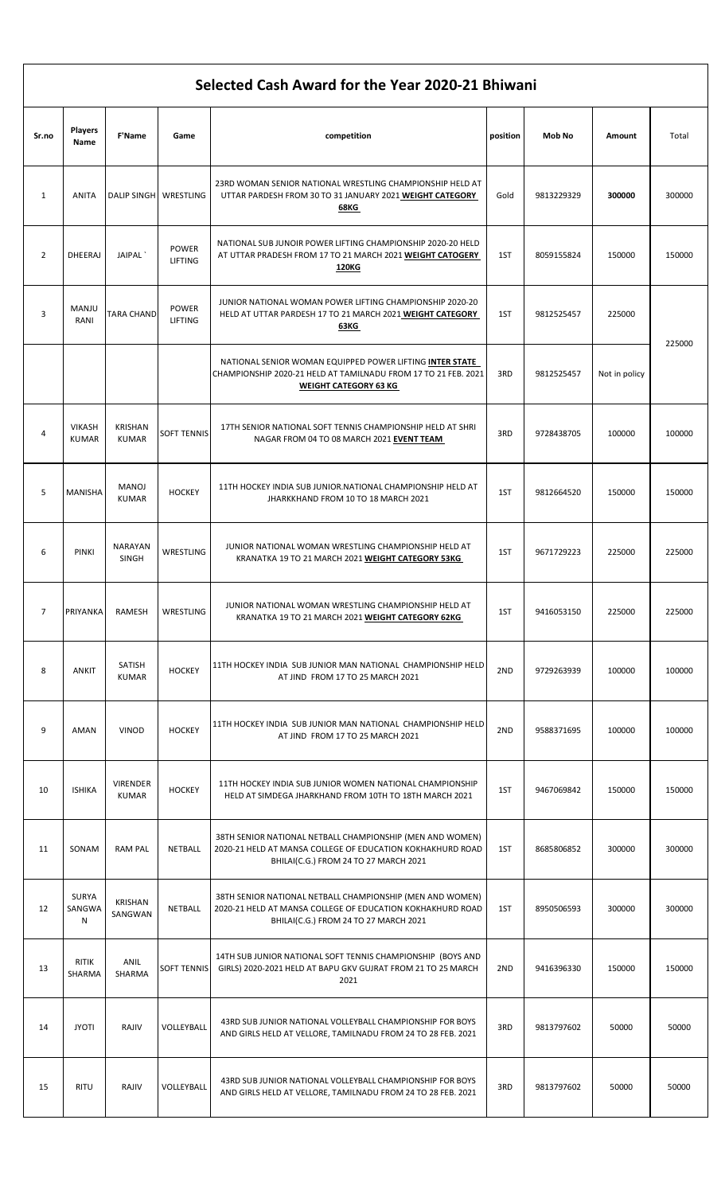# Selected Cash Award for the Year 2020-21 Bhiwani

| Sr.no | Players Name | F'Name | Game | competition | position | Mob No | Amount | Total |
|---|---|---|---|---|---|---|---|---|
| 1 | ANITA | DALIP SINGH | WRESTLING | 23RD WOMAN SENIOR NATIONAL WRESTLING CHAMPIONSHIP HELD AT UTTAR PARDESH FROM 30 TO 31 JANUARY 2021 **WEIGHT CATEGORY 68KG** | Gold | 9813229329 | **300000** | 300000 |
| 2 | DHEERAJ | JAIPAL ` | POWER LIFTING | NATIONAL SUB JUNOIR POWER LIFTING CHAMPIONSHIP 2020-20 HELD AT UTTAR PRADESH FROM 17 TO 21 MARCH 2021 **WEIGHT CATOGERY 120KG** | 1ST | 8059155824 | 150000 | 150000 |
| 3 | MANJU RANI | TARA CHAND | POWER LIFTING | JUNIOR NATIONAL WOMAN POWER LIFTING CHAMPIONSHIP 2020-20 HELD AT UTTAR PARDESH 17 TO 21 MARCH 2021 **WEIGHT CATEGORY 63KG** | 1ST | 9812525457 | 225000 | 225000 |
| | | | | NATIONAL SENIOR WOMAN EQUIPPED POWER LIFTING **INTER STATE** CHAMPIONSHIP 2020-21 HELD AT TAMILNADU FROM 17 TO 21 FEB. 2021 **WEIGHT CATEGORY 63 KG** | 3RD | 9812525457 | Not in policy | |
| 4 | VIKASH KUMAR | KRISHAN KUMAR | SOFT TENNIS | 17TH SENIOR NATIONAL SOFT TENNIS CHAMPIONSHIP HELD AT SHRI NAGAR FROM 04 TO 08 MARCH 2021 **EVENT TEAM** | 3RD | 9728438705 | 100000 | 100000 |
| 5 | MANISHA | MANOJ KUMAR | HOCKEY | 11TH HOCKEY INDIA SUB JUNIOR.NATIONAL CHAMPIONSHIP HELD AT JHARKKHAND FROM 10 TO 18 MARCH 2021 | 1ST | 9812664520 | 150000 | 150000 |
| 6 | PINKI | NARAYAN SINGH | WRESTLING | JUNIOR NATIONAL WOMAN WRESTLING CHAMPIONSHIP HELD AT KRANATKA 19 TO 21 MARCH 2021 **WEIGHT CATEGORY 53KG** | 1ST | 9671729223 | 225000 | 225000 |
| 7 | PRIYANKA | RAMESH | WRESTLING | JUNIOR NATIONAL WOMAN WRESTLING CHAMPIONSHIP HELD AT KRANATKA 19 TO 21 MARCH 2021 **WEIGHT CATEGORY 62KG** | 1ST | 9416053150 | 225000 | 225000 |
| 8 | ANKIT | SATISH KUMAR | HOCKEY | 11TH HOCKEY INDIA SUB JUNIOR MAN NATIONAL CHAMPIONSHIP HELD AT JIND FROM 17 TO 25 MARCH 2021 | 2ND | 9729263939 | 100000 | 100000 |
| 9 | AMAN | VINOD | HOCKEY | 11TH HOCKEY INDIA SUB JUNIOR MAN NATIONAL CHAMPIONSHIP HELD AT JIND FROM 17 TO 25 MARCH 2021 | 2ND | 9588371695 | 100000 | 100000 |
| 10 | ISHIKA | VIRENDER KUMAR | HOCKEY | 11TH HOCKEY INDIA SUB JUNIOR WOMEN NATIONAL CHAMPIONSHIP HELD AT SIMDEGA JHARKHAND FROM 10TH TO 18TH MARCH 2021 | 1ST | 9467069842 | 150000 | 150000 |
| 11 | SONAM | RAM PAL | NETBALL | 38TH SENIOR NATIONAL NETBALL CHAMPIONSHIP (MEN AND WOMEN) 2020-21 HELD AT MANSA COLLEGE OF EDUCATION KOKHAKHURD ROAD BHILAI(C.G.) FROM 24 TO 27 MARCH 2021 | 1ST | 8685806852 | 300000 | 300000 |
| 12 | SURYA SANGWAN | KRISHAN SANGWAN | NETBALL | 38TH SENIOR NATIONAL NETBALL CHAMPIONSHIP (MEN AND WOMEN) 2020-21 HELD AT MANSA COLLEGE OF EDUCATION KOKHAKHURD ROAD BHILAI(C.G.) FROM 24 TO 27 MARCH 2021 | 1ST | 8950506593 | 300000 | 300000 |
| 13 | RITIK SHARMA | ANIL SHARMA | SOFT TENNIS | 14TH SUB JUNIOR NATIONAL SOFT TENNIS CHAMPIONSHIP (BOYS AND GIRLS) 2020-2021 HELD AT BAPU GKV GUJRAT FROM 21 TO 25 MARCH 2021 | 2ND | 9416396330 | 150000 | 150000 |
| 14 | JYOTI | RAJIV | VOLLEYBALL | 43RD SUB JUNIOR NATIONAL VOLLEYBALL CHAMPIONSHIP FOR BOYS AND GIRLS HELD AT VELLORE, TAMILNADU FROM 24 TO 28 FEB. 2021 | 3RD | 9813797602 | 50000 | 50000 |
| 15 | RITU | RAJIV | VOLLEYBALL | 43RD SUB JUNIOR NATIONAL VOLLEYBALL CHAMPIONSHIP FOR BOYS AND GIRLS HELD AT VELLORE, TAMILNADU FROM 24 TO 28 FEB. 2021 | 3RD | 9813797602 | 50000 | 50000 |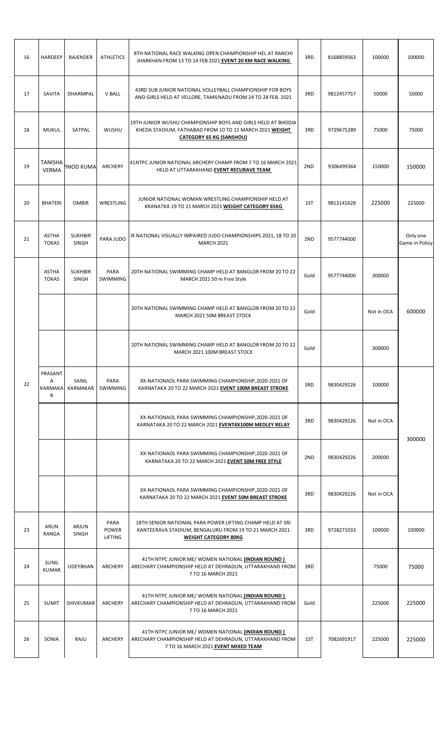| 16 | HARDEEP | RAJENDER | ATHLETICS | 8TH NATIONAL RACE WALKING OPEN CHAMPIONSHIP HEL AT RANCHI JHARKHAN FROM 13 TO 14 FEB 2021 **EVENT 20 KM RACE WALKING** | 3RD | 8168859563 | 100000 | 100000 |
|---|---|---|---|---|---|---|---|---|
| 17 | SAVITA | DHARMPAL | V.BALL | 43RD SUB JUNIOR NATIONAL VOLLEYBALL CHAMPIONSHIP FOR BOYS AND GIRLS HELD AT VELLORE, TAMILNADU FROM 24 TO 28 FEB. 2021 | 3RD | 9812457757 | 50000 | 50000 |
| 18 | MUKUL | SATPAL | WUSHU | 19TH JUNIOR WUSHU CHAMPIONSHIP BOYS AND GIRLS HELD AT BHODIA KHEDA STADIUM, FATHABAD FROM 10 TO 15 MARCH 2021 **WEIGHT CATEGORY 65 KG (SANSHOU)** | 3RD | 9729675289 | 75000 | 75000 |
| 19 | TANISHA VERMA | /INOD KUMA | ARCHERY | 41NTPC JUNIOR NATIONAL ARCHERY CHAMP FROM 7 TO 16 MARCH 2021 HELD AT UTTARAKHAND **EVENT RECURAVE TEAM** | 2ND | 9306499364 | 150000 | 150000 |
| 20 | BHATERI | OMBIR | WRESTLING | JUNIOR NATIONAL WOMAN WRESTLING CHAMPIONSHIP HELD AT KRANATKA 19 TO 21 MARCH 2021 **WEIGHT CATEGORY 65KG** | 1ST | 9813141628 | 225000 | 225000 |
| 21 | ASTHA TOKAS | SUKHBIR SINGH | PARA JUDO | IX NATIONAL VISUALLY IMPAIRED JUDO CHAMPIONSHIPS 2021, 18 TO 20 MARCH 2021 | 2ND | 9577744000 | | Only one Game in Policy |
| | ASTHA TOKAS | SUKHBIR SINGH | PARA SWIMMING | 20TH NATIONAL SWIMMING CHAMP HELD AT BANGLOR FROM 20 TO 22 MARCH 2021 50 m Free Style | Gold | 9577744000 | 300000 | 600000 |
| | | | | 20TH NATIONAL SWIMMING CHAMP HELD AT BANGLOR FROM 20 TO 22 MARCH 2021 50M BREAST STOCK | Gold | | Not in OCA | |
| | | | | 20TH NATIONAL SWIMMING CHAMP HELD AT BANGLOR FROM 20 TO 22 MARCH 2021 100M BREAST STOCK | Gold | | 300000 | |
| 22 | PRASANTA KARMAKAR | SANIL KARMAKAR | PARA SWIMMING | XX-NATIONAOL PARA SWIMMING CHAMPIONSHIP,2020-2021 OF KARNATAKA 20 TO 22 MARCH 2021 **EVENT 100M BREAST STROKE** | 3RD | 9830429226 | 100000 | 300000 |
| | | | | XX-NATIONAOL PARA SWIMMING CHAMPIONSHIP,2020-2021 OF KARNATAKA 20 TO 22 MARCH 2021 **EVENT4X100M MEDLEY RELAY** | 3RD | 9830429226 | Not in OCA | |
| | | | | XX-NATIONAOL PARA SWIMMING CHAMPIONSHIP,2020-2021 OF KARNATAKA 20 TO 22 MARCH 2021 **EVENT 50M FREE STYLE** | 2ND | 9830429226 | 200000 | |
| | | | | XX-NATIONAOL PARA SWIMMING CHAMPIONSHIP,2020-2021 OF KARNATAKA 20 TO 22 MARCH 2021 **EVENT 50M BREAST STROKE** | 3RD | 9830429226 | Not in OCA | |
| 23 | ARUN RANGA | ARJUN SINGH | PARA POWER LIFTING | 18TH SENIOR NATIOMAL PARA POWER LIFTING CHAMP HELD AT SRI KANTEERAVA STADIUM, BENGALURU FROM 19 TO 21 MARCH 2021 **WEIGHT CATEGORY 80KG** | 3RD | 9728271033 | 100000 | 100000 |
| 24 | SUNIL KUMAR | UDEYBHAN | ARCHERY | 41TH NTPC JUNIOR MEN/ WOMEN NATIONAL **(INDIAN ROUND )** ARECHARY CHAMPIONSHIP HELD AT DEHRADUN, UTTARAKHAND FROM 7 TO 16 MARCH 2021 | 3RD | | 75000 | 75000 |
| 25 | SUMIT | SHIVKUMAR | ARCHERY | 41TH NTPC JUNIOR MEN/ WOMEN NATIONAL **(INDIAN ROUND )** ARECHARY CHAMPIONSHIP HELD AT DEHRADUN, UTTARAKHAND FROM 7 TO 16 MARCH 2021 | Gold | | 225000 | 225000 |
| 26 | SONIA | RAJU | ARCHERY | 41TH NTPC JUNIOR MEN/ WOMEN NATIONAL **(INDIAN ROUND )** ARECHARY CHAMPIONSHIP HELD AT DEHRADUN, UTTARAKHAND FROM 7 TO 16 MARCH 2021 **EVENT MIXED TEAM** | 1ST | 7082691917 | 225000 | 225000 |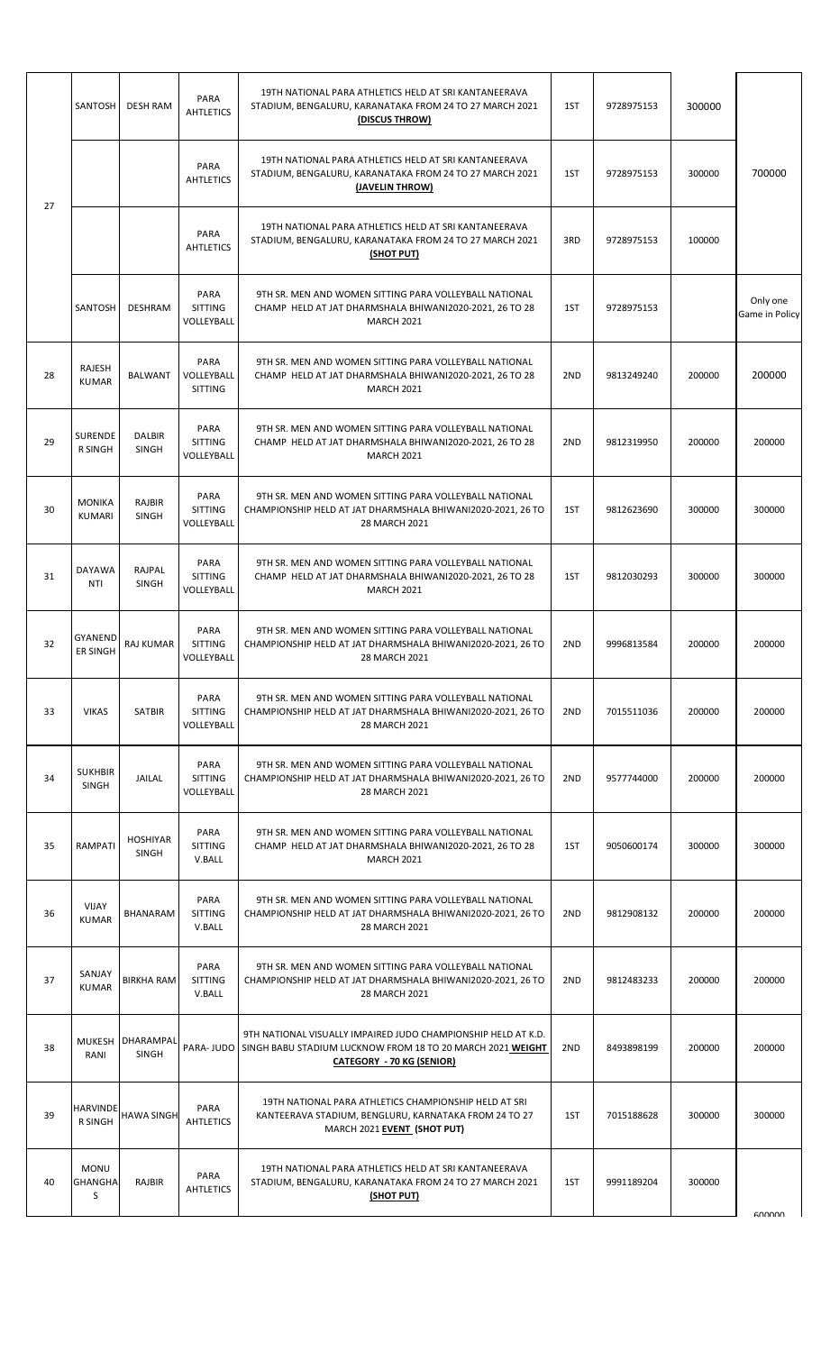| | | | | | | | | |
|---|---|---|---|---|---|---|---|---|
| 27 | SANTOSH | DESH RAM | PARA AHTLETICS | 19TH NATIONAL PARA ATHLETICS HELD AT SRI KANTANEERAVA STADIUM, BENGALURU, KARANATAKA FROM 24 TO 27 MARCH 2021 **(DISCUS THROW)** | 1ST | 9728975153 | 300000 | 700000 |
| | | | PARA AHTLETICS | 19TH NATIONAL PARA ATHLETICS HELD AT SRI KANTANEERAVA STADIUM, BENGALURU, KARANATAKA FROM 24 TO 27 MARCH 2021 **(JAVELIN THROW)** | 1ST | 9728975153 | 300000 | |
| | | | PARA AHTLETICS | 19TH NATIONAL PARA ATHLETICS HELD AT SRI KANTANEERAVA STADIUM, BENGALURU, KARANATAKA FROM 24 TO 27 MARCH 2021 **(SHOT PUT)** | 3RD | 9728975153 | 100000 | |
| | SANTOSH | DESHRAM | PARA SITTING VOLLEYBALL | 9TH SR. MEN AND WOMEN SITTING PARA VOLLEYBALL NATIONAL CHAMP HELD AT JAT DHARMSHALA BHIWANI2020-2021, 26 TO 28 MARCH 2021 | 1ST | 9728975153 | | Only one Game in Policy |
| 28 | RAJESH KUMAR | BALWANT | PARA VOLLEYBALL SITTING | 9TH SR. MEN AND WOMEN SITTING PARA VOLLEYBALL NATIONAL CHAMP HELD AT JAT DHARMSHALA BHIWANI2020-2021, 26 TO 28 MARCH 2021 | 2ND | 9813249240 | 200000 | 200000 |
| 29 | SURENDER SINGH | DALBIR SINGH | PARA SITTING VOLLEYBALL | 9TH SR. MEN AND WOMEN SITTING PARA VOLLEYBALL NATIONAL CHAMP HELD AT JAT DHARMSHALA BHIWANI2020-2021, 26 TO 28 MARCH 2021 | 2ND | 9812319950 | 200000 | 200000 |
| 30 | MONIKA KUMARI | RAJBIR SINGH | PARA SITTING VOLLEYBALL | 9TH SR. MEN AND WOMEN SITTING PARA VOLLEYBALL NATIONAL CHAMPIONSHIP HELD AT JAT DHARMSHALA BHIWANI2020-2021, 26 TO 28 MARCH 2021 | 1ST | 9812623690 | 300000 | 300000 |
| 31 | DAYAWANTI | RAJPAL SINGH | PARA SITTING VOLLEYBALL | 9TH SR. MEN AND WOMEN SITTING PARA VOLLEYBALL NATIONAL CHAMP HELD AT JAT DHARMSHALA BHIWANI2020-2021, 26 TO 28 MARCH 2021 | 1ST | 9812030293 | 300000 | 300000 |
| 32 | GYANENDER SINGH | RAJ KUMAR | PARA SITTING VOLLEYBALL | 9TH SR. MEN AND WOMEN SITTING PARA VOLLEYBALL NATIONAL CHAMPIONSHIP HELD AT JAT DHARMSHALA BHIWANI2020-2021, 26 TO 28 MARCH 2021 | 2ND | 9996813584 | 200000 | 200000 |
| 33 | VIKAS | SATBIR | PARA SITTING VOLLEYBALL | 9TH SR. MEN AND WOMEN SITTING PARA VOLLEYBALL NATIONAL CHAMPIONSHIP HELD AT JAT DHARMSHALA BHIWANI2020-2021, 26 TO 28 MARCH 2021 | 2ND | 7015511036 | 200000 | 200000 |
| 34 | SUKHBIR SINGH | JAILAL | PARA SITTING VOLLEYBALL | 9TH SR. MEN AND WOMEN SITTING PARA VOLLEYBALL NATIONAL CHAMPIONSHIP HELD AT JAT DHARMSHALA BHIWANI2020-2021, 26 TO 28 MARCH 2021 | 2ND | 9577744000 | 200000 | 200000 |
| 35 | RAMPATI | HOSHIYAR SINGH | PARA SITTING V.BALL | 9TH SR. MEN AND WOMEN SITTING PARA VOLLEYBALL NATIONAL CHAMP HELD AT JAT DHARMSHALA BHIWANI2020-2021, 26 TO 28 MARCH 2021 | 1ST | 9050600174 | 300000 | 300000 |
| 36 | VIJAY KUMAR | BHANARAM | PARA SITTING V.BALL | 9TH SR. MEN AND WOMEN SITTING PARA VOLLEYBALL NATIONAL CHAMPIONSHIP HELD AT JAT DHARMSHALA BHIWANI2020-2021, 26 TO 28 MARCH 2021 | 2ND | 9812908132 | 200000 | 200000 |
| 37 | SANJAY KUMAR | BIRKHA RAM | PARA SITTING V.BALL | 9TH SR. MEN AND WOMEN SITTING PARA VOLLEYBALL NATIONAL CHAMPIONSHIP HELD AT JAT DHARMSHALA BHIWANI2020-2021, 26 TO 28 MARCH 2021 | 2ND | 9812483233 | 200000 | 200000 |
| 38 | MUKESH RANI | DHARAMPAL SINGH | PARA- JUDO | 9TH NATIONAL VISUALLY IMPAIRED JUDO CHAMPIONSHIP HELD AT K.D. SINGH BABU STADIUM LUCKNOW FROM 18 TO 20 MARCH 2021 **WEIGHT CATEGORY - 70 KG (SENIOR)** | 2ND | 8493898199 | 200000 | 200000 |
| 39 | HARVINDER SINGH | HAWA SINGH | PARA AHTLETICS | 19TH NATIONAL PARA ATHLETICS CHAMPIONSHIP HELD AT SRI KANTEERAVA STADIUM, BENGLURU, KARNATAKA FROM 24 TO 27 MARCH 2021 **EVENT (SHOT PUT)** | 1ST | 7015188628 | 300000 | 300000 |
| 40 | MONU GHANGHAS | RAJBIR | PARA AHTLETICS | 19TH NATIONAL PARA ATHLETICS HELD AT SRI KANTANEERAVA STADIUM, BENGALURU, KARANATAKA FROM 24 TO 27 MARCH 2021 **(SHOT PUT)** | 1ST | 9991189204 | 300000 | 600000 |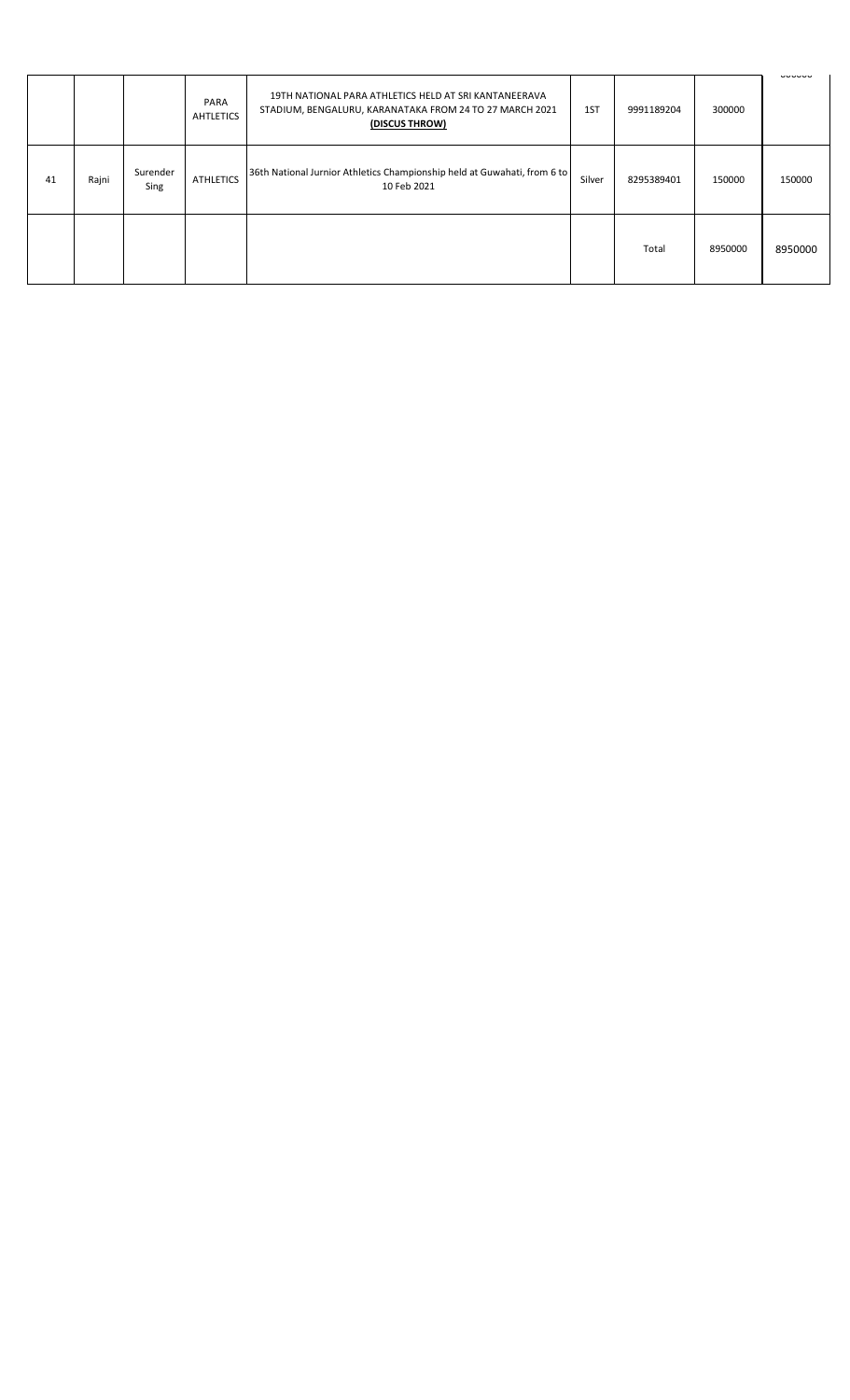| | | | | | | | | |
|---|---|---|---|---|---|---|---|---|
| | | | PARA AHTLETICS | 19TH NATIONAL PARA ATHLETICS HELD AT SRI KANTANEERAVA STADIUM, BENGALURU, KARANATAKA FROM 24 TO 27 MARCH 2021 **(DISCUS THROW)** | 1ST | 9991189204 | 300000 | |
| 41 | Rajni | Surender Sing | ATHLETICS | 36th National Jurnior Athletics Championship held at Guwahati, from 6 to 10 Feb 2021 | Silver | 8295389401 | 150000 | 150000 |
| | | | | | | Total | 8950000 | 8950000 |